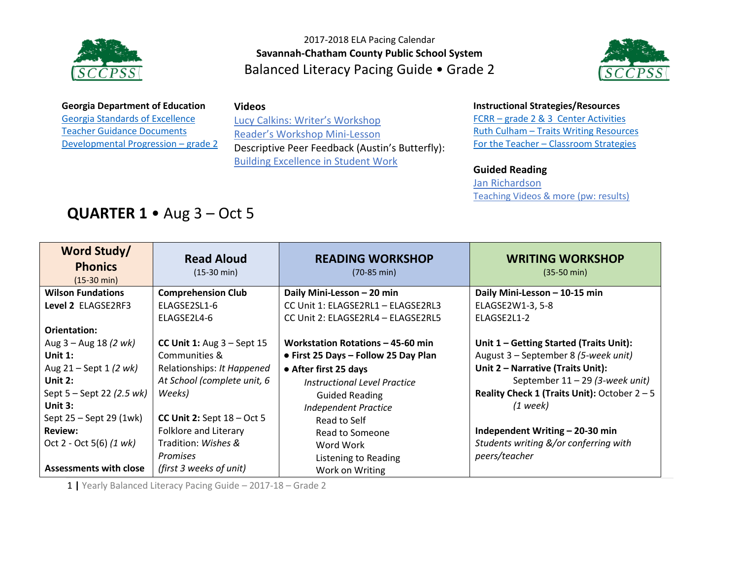2017-2018 ELA Pacing Calendar

**Savannah-Chatham County Public School System**

# Balanced Literacy Pacing Guide • Grade 2

**Georgia Department of Education**
Georgia Standards of Excellence
Teacher Guidance Documents
Developmental Progression – grade 2

**Videos**
Lucy Calkins: Writer's Workshop
Reader's Workshop Mini-Lesson
Descriptive Peer Feedback (Austin's Butterfly): Building Excellence in Student Work

**Instructional Strategies/Resources**
FCRR – grade 2 & 3 Center Activities
Ruth Culham – Traits Writing Resources
For the Teacher – Classroom Strategies

**Guided Reading**
Jan Richardson
Teaching Videos & more (pw: results)

## QUARTER 1 • Aug 3 – Oct 5

| Word Study/ Phonics (15-30 min) | Read Aloud (15-30 min) | READING WORKSHOP (70-85 min) | WRITING WORKSHOP (35-50 min) |
|---|---|---|---|
| **Wilson Fundations**<br>**Level 2** ELAGSE2RF3<br><br>**Orientation:**<br>Aug 3 – Aug 18 *(2 wk)*<br>**Unit 1:**<br>Aug 21 – Sept 1 *(2 wk)*<br>**Unit 2:**<br>Sept 5 – Sept 22 *(2.5 wk)*<br>**Unit 3:**<br>Sept 25 – Sept 29 (1wk)<br>**Review:**<br>Oct 2 - Oct 5(6) *(1 wk)*<br><br>**Assessments with close** | **Comprehension Club**<br>ELAGSE2SL1-6<br>ELAGSE2L4-6<br><br>**CC Unit 1:** Aug 3 – Sept 15<br>Communities & Relationships: *It Happened At School (complete unit, 6 Weeks)*<br><br>**CC Unit 2:** Sept 18 – Oct 5<br>Folklore and Literary Tradition: *Wishes & Promises*<br>*(first 3 weeks of unit)* | **Daily Mini-Lesson – 20 min**<br>CC Unit 1: ELAGSE2RL1 – ELAGSE2RL3<br>CC Unit 2: ELAGSE2RL4 – ELAGSE2RL5<br><br>**Workstation Rotations – 45-60 min**<br>● **First 25 Days – Follow 25 Day Plan**<br>● **After first 25 days**<br>*Instructional Level Practice*<br>Guided Reading<br>*Independent Practice*<br>Read to Self<br>Read to Someone<br>Word Work<br>Listening to Reading<br>Work on Writing | **Daily Mini-Lesson – 10-15 min**<br>ELAGSE2W1-3, 5-8<br>ELAGSE2L1-2<br><br>**Unit 1 – Getting Started (Traits Unit):**<br>August 3 – September 8 *(5-week unit)*<br>**Unit 2 – Narrative (Traits Unit):**<br>September 11 – 29 *(3-week unit)*<br>**Reality Check 1 (Traits Unit):** October 2 – 5 *(1 week)*<br><br>**Independent Writing – 20-30 min**<br>*Students writing &/or conferring with peers/teacher* |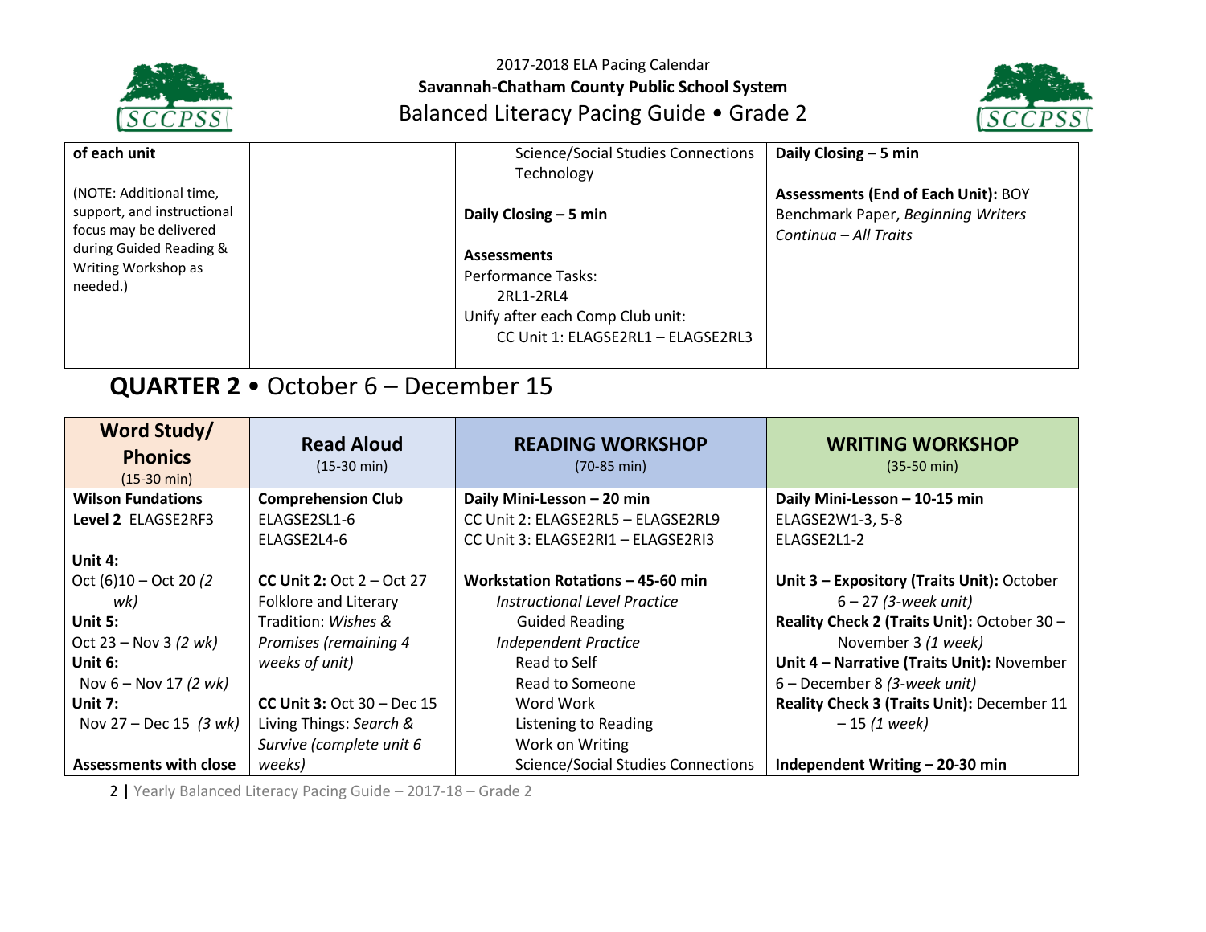| of each unit<br><br>(NOTE: Additional time, support, and instructional focus may be delivered during Guided Reading & Writing Workshop as needed.) | | Science/Social Studies Connections<br>Technology<br><br>**Daily Closing – 5 min**<br><br>**Assessments**<br>Performance Tasks:<br>2RL1-2RL4<br>Unify after each Comp Club unit:<br>CC Unit 1: ELAGSE2RL1 – ELAGSE2RL3 | **Daily Closing – 5 min**<br><br>**Assessments (End of Each Unit):** BOY Benchmark Paper, *Beginning Writers Continua – All Traits* |
|---|---|---|---|

## **QUARTER 2** • October 6 – December 15

| **Word Study/ Phonics** (15-30 min) | **Read Aloud** (15-30 min) | **READING WORKSHOP** (70-85 min) | **WRITING WORKSHOP** (35-50 min) |
|---|---|---|---|
| **Wilson Fundations Level 2** ELAGSE2RF3<br><br>**Unit 4:**<br>Oct (6)10 – Oct 20 *(2 wk)*<br>**Unit 5:**<br>Oct 23 – Nov 3 *(2 wk)*<br>**Unit 6:**<br>Nov 6 – Nov 17 *(2 wk)*<br>**Unit 7:**<br>Nov 27 – Dec 15 *(3 wk)*<br><br>**Assessments with close** | **Comprehension Club**<br>ELAGSE2SL1-6<br>ELAGSE2L4-6<br><br>**CC Unit 2:** Oct 2 – Oct 27<br>Folklore and Literary Tradition: *Wishes & Promises (remaining 4 weeks of unit)*<br><br>**CC Unit 3:** Oct 30 – Dec 15<br>Living Things: *Search & Survive (complete unit 6 weeks)* | **Daily Mini-Lesson – 20 min**<br>CC Unit 2: ELAGSE2RL5 – ELAGSE2RL9<br>CC Unit 3: ELAGSE2RI1 – ELAGSE2RI3<br><br>**Workstation Rotations – 45-60 min**<br>*Instructional Level Practice*<br>Guided Reading<br>*Independent Practice*<br>Read to Self<br>Read to Someone<br>Word Work<br>Listening to Reading<br>Work on Writing<br>Science/Social Studies Connections | **Daily Mini-Lesson – 10-15 min**<br>ELAGSE2W1-3, 5-8<br>ELAGSE2L1-2<br><br>**Unit 3 – Expository (Traits Unit):** October 6 – 27 *(3-week unit)*<br>**Reality Check 2 (Traits Unit):** October 30 – November 3 *(1 week)*<br>**Unit 4 – Narrative (Traits Unit):** November 6 – December 8 *(3-week unit)*<br>**Reality Check 3 (Traits Unit):** December 11 – 15 *(1 week)*<br><br>**Independent Writing – 20-30 min** |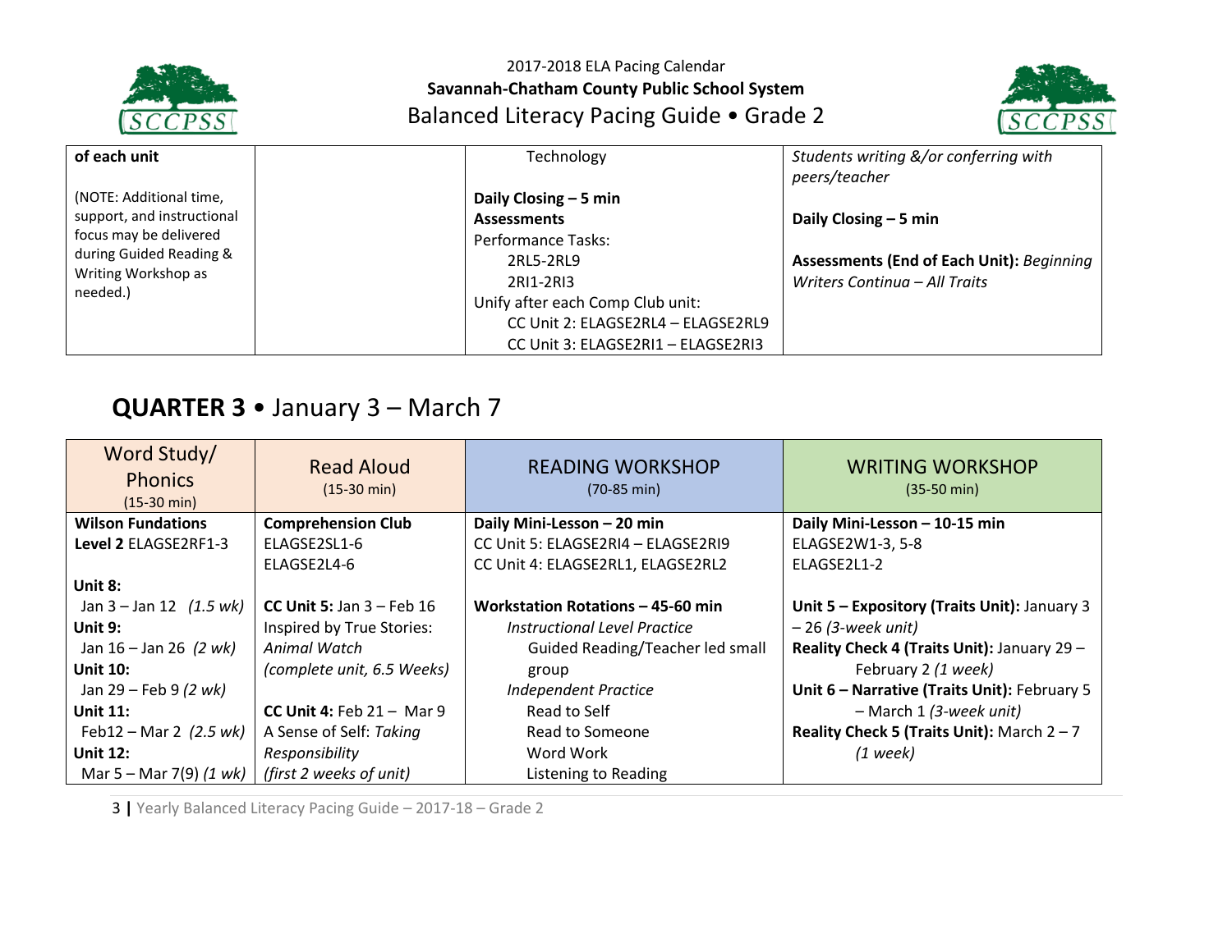| of each unit<br><br>(NOTE: Additional time, support, and instructional focus may be delivered during Guided Reading & Writing Workshop as needed.) | | Technology<br><br>**Daily Closing – 5 min**<br>**Assessments**<br>Performance Tasks:<br>2RL5-2RL9<br>2RI1-2RI3<br>Unify after each Comp Club unit:<br>CC Unit 2: ELAGSE2RL4 – ELAGSE2RL9<br>CC Unit 3: ELAGSE2RI1 – ELAGSE2RI3 | *Students writing &/or conferring with peers/teacher*<br><br>**Daily Closing – 5 min**<br><br>**Assessments (End of Each Unit):** *Beginning Writers Continua – All Traits* |
|---|---|---|---|

## QUARTER 3 • January 3 – March 7

| Word Study/ Phonics (15-30 min) | Read Aloud (15-30 min) | READING WORKSHOP (70-85 min) | WRITING WORKSHOP (35-50 min) |
|---|---|---|---|
| **Wilson Fundations Level 2** ELAGSE2RF1-3<br><br>**Unit 8:**<br>Jan 3 – Jan 12 *(1.5 wk)*<br>**Unit 9:**<br>Jan 16 – Jan 26 *(2 wk)*<br>**Unit 10:**<br>Jan 29 – Feb 9 *(2 wk)*<br>**Unit 11:**<br>Feb12 – Mar 2 *(2.5 wk)*<br>**Unit 12:**<br>Mar 5 – Mar 7(9) *(1 wk)* | **Comprehension Club**<br>ELAGSE2SL1-6<br>ELAGSE2L4-6<br><br>**CC Unit 5:** Jan 3 – Feb 16<br>Inspired by True Stories: *Animal Watch*<br>*(complete unit, 6.5 Weeks)*<br><br>**CC Unit 4:** Feb 21 – Mar 9<br>A Sense of Self: *Taking Responsibility*<br>*(first 2 weeks of unit)* | **Daily Mini-Lesson – 20 min**<br>CC Unit 5: ELAGSE2RI4 – ELAGSE2RI9<br>CC Unit 4: ELAGSE2RL1, ELAGSE2RL2<br><br>**Workstation Rotations – 45-60 min**<br>*Instructional Level Practice*<br>Guided Reading/Teacher led small group<br>*Independent Practice*<br>Read to Self<br>Read to Someone<br>Word Work<br>Listening to Reading | **Daily Mini-Lesson – 10-15 min**<br>ELAGSE2W1-3, 5-8<br>ELAGSE2L1-2<br><br>**Unit 5 – Expository (Traits Unit):** January 3 – 26 *(3-week unit)*<br>**Reality Check 4 (Traits Unit):** January 29 – February 2 *(1 week)*<br>**Unit 6 – Narrative (Traits Unit):** February 5 – March 1 *(3-week unit)*<br>**Reality Check 5 (Traits Unit):** March 2 – 7 *(1 week)* |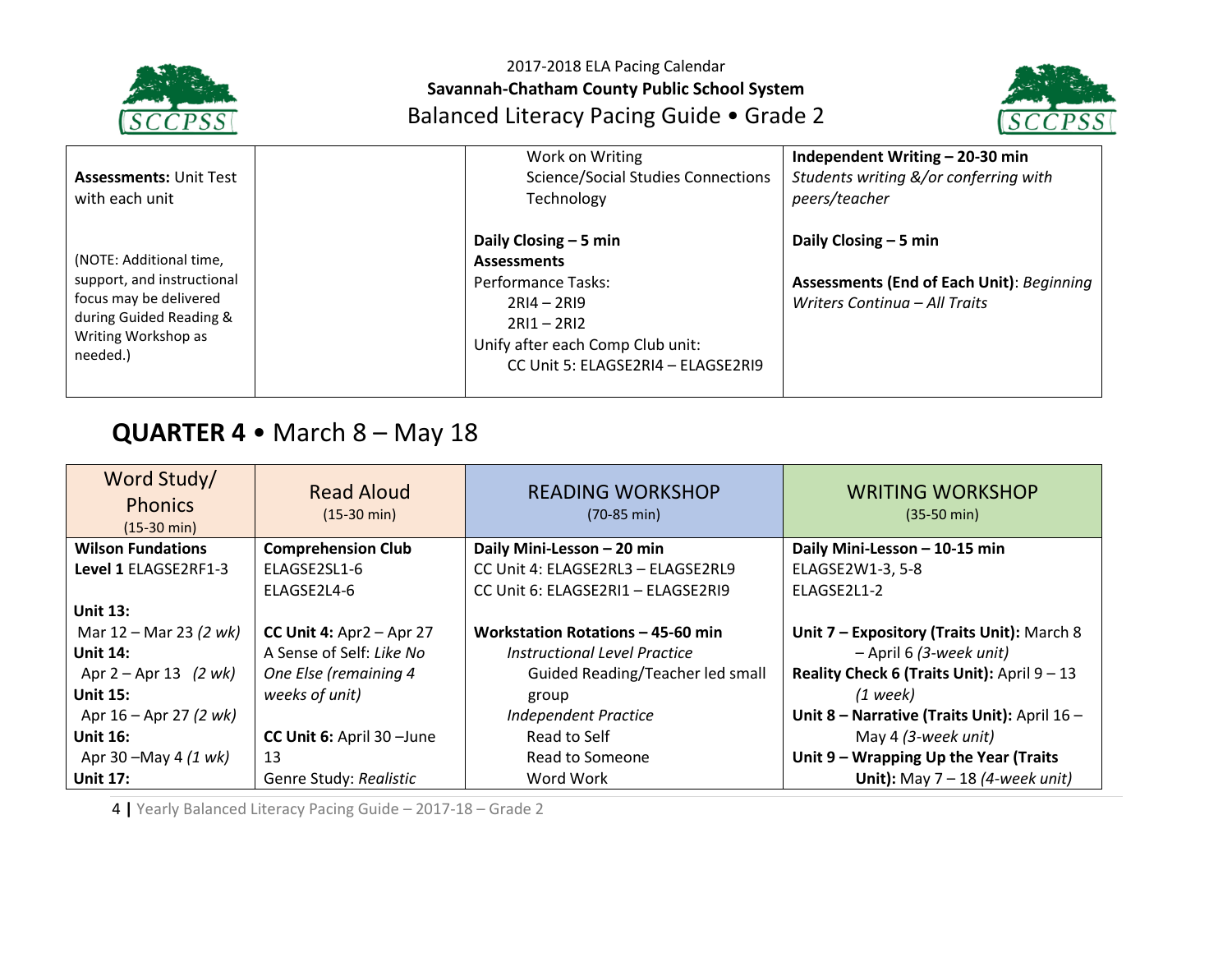| Assessments: Unit Test with each unit<br><br>(NOTE: Additional time, support, and instructional focus may be delivered during Guided Reading & Writing Workshop as needed.) | | Work on Writing<br>Science/Social Studies Connections<br>Technology<br><br>**Daily Closing – 5 min**<br>**Assessments**<br>Performance Tasks:<br>2RI4 – 2RI9<br>2RI1 – 2RI2<br>Unify after each Comp Club unit:<br>CC Unit 5: ELAGSE2RI4 – ELAGSE2RI9 | **Independent Writing – 20-30 min**<br>*Students writing &/or conferring with peers/teacher*<br><br>**Daily Closing – 5 min**<br><br>**Assessments (End of Each Unit)**: *Beginning Writers Continua – All Traits* |
|---|---|---|---|

## QUARTER 4 • March 8 – May 18

| Word Study/ Phonics (15-30 min) | Read Aloud (15-30 min) | READING WORKSHOP (70-85 min) | WRITING WORKSHOP (35-50 min) |
|---|---|---|---|
| **Wilson Fundations**<br>**Level 1** ELAGSE2RF1-3<br><br>**Unit 13:**<br>Mar 12 – Mar 23 *(2 wk)*<br>**Unit 14:**<br>Apr 2 – Apr 13 *(2 wk)*<br>**Unit 15:**<br>Apr 16 – Apr 27 *(2 wk)*<br>**Unit 16:**<br>Apr 30 –May 4 *(1 wk)*<br>**Unit 17:** | **Comprehension Club**<br>ELAGSE2SL1-6<br>ELAGSE2L4-6<br><br>**CC Unit 4:** Apr2 – Apr 27<br>A Sense of Self: *Like No One Else (remaining 4 weeks of unit)*<br><br>**CC Unit 6:** April 30 –June 13<br>Genre Study: *Realistic* | **Daily Mini-Lesson – 20 min**<br>CC Unit 4: ELAGSE2RL3 – ELAGSE2RL9<br>CC Unit 6: ELAGSE2RI1 – ELAGSE2RI9<br><br>**Workstation Rotations – 45-60 min**<br>*Instructional Level Practice*<br>Guided Reading/Teacher led small group<br>*Independent Practice*<br>Read to Self<br>Read to Someone<br>Word Work | **Daily Mini-Lesson – 10-15 min**<br>ELAGSE2W1-3, 5-8<br>ELAGSE2L1-2<br><br>**Unit 7 – Expository (Traits Unit):** March 8 – April 6 *(3-week unit)*<br>**Reality Check 6 (Traits Unit):** April 9 – 13 *(1 week)*<br>**Unit 8 – Narrative (Traits Unit):** April 16 – May 4 *(3-week unit)*<br>**Unit 9 – Wrapping Up the Year (Traits Unit):** May 7 – 18 *(4-week unit)* |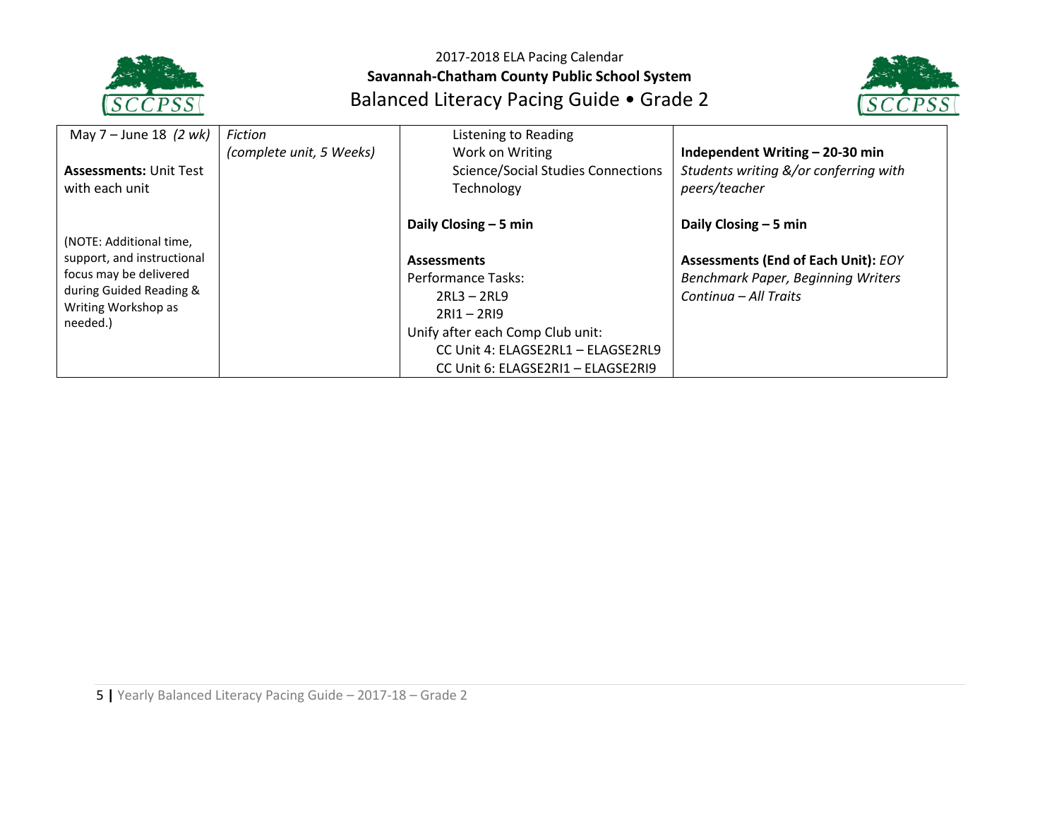2017-2018 ELA Pacing Calendar

**Savannah-Chatham County Public School System**

Balanced Literacy Pacing Guide • Grade 2

| | | | |
|---|---|---|---|
| May 7 – June 18 *(2 wk)*<br><br>**Assessments:** Unit Test with each unit<br><br>(NOTE: Additional time, support, and instructional focus may be delivered during Guided Reading & Writing Workshop as needed.) | *Fiction*<br>*(complete unit, 5 Weeks)* | Listening to Reading<br>Work on Writing<br>Science/Social Studies Connections<br>Technology<br><br>**Daily Closing – 5 min**<br><br>**Assessments**<br>Performance Tasks:<br>2RL3 – 2RL9<br>2RI1 – 2RI9<br>Unify after each Comp Club unit:<br>CC Unit 4: ELAGSE2RL1 – ELAGSE2RL9<br>CC Unit 6: ELAGSE2RI1 – ELAGSE2RI9 | **Independent Writing – 20-30 min**<br>*Students writing &/or conferring with peers/teacher*<br><br>**Daily Closing – 5 min**<br><br>**Assessments (End of Each Unit):** *EOY Benchmark Paper, Beginning Writers Continua – All Traits* |